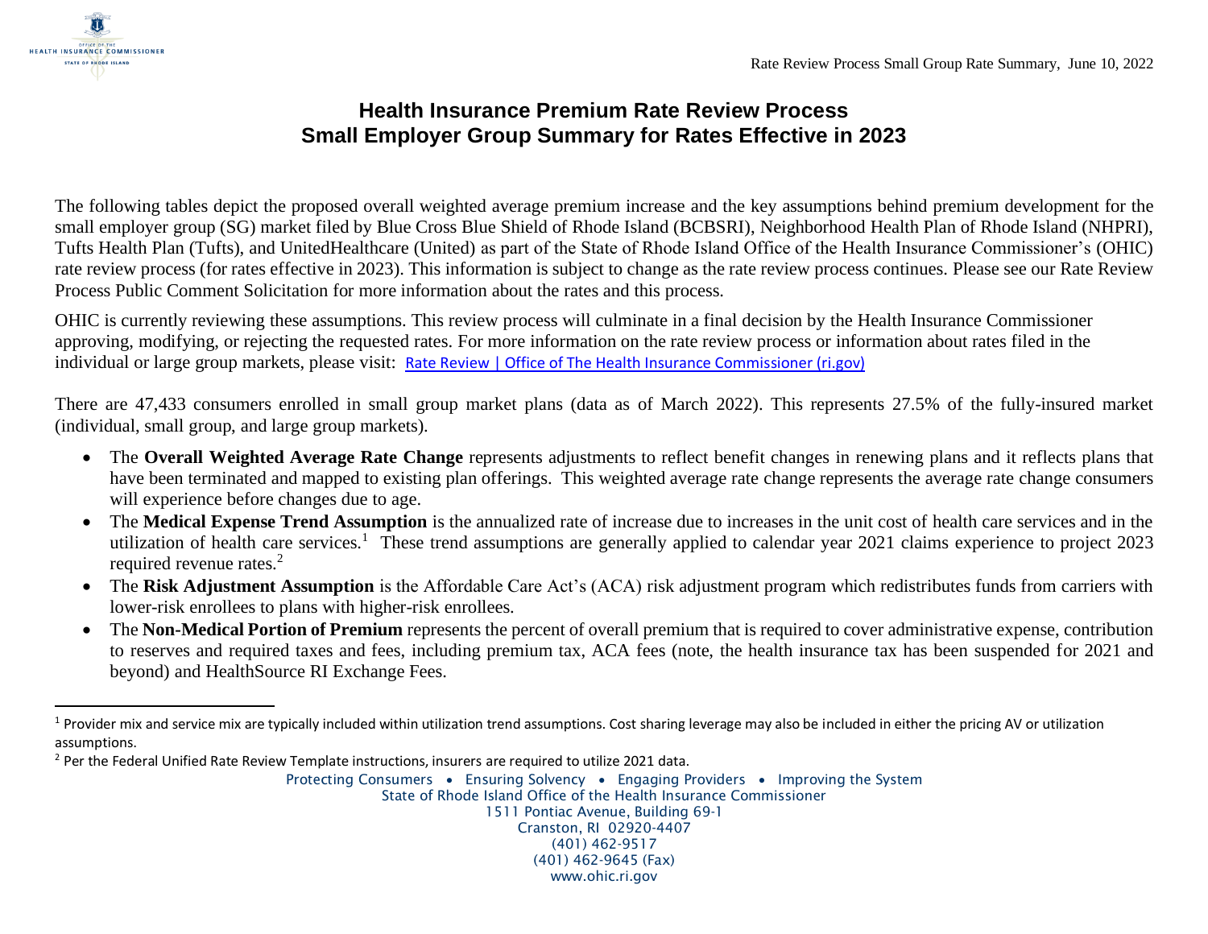# Health Insurance Premium Rate Review Process
# Small Employer Group Summary for Rates Effective in 2023

The following tables depict the proposed overall weighted average premium increase and the key assumptions behind premium development for the small employer group (SG) market filed by Blue Cross Blue Shield of Rhode Island (BCBSRI), Neighborhood Health Plan of Rhode Island (NHPRI), Tufts Health Plan (Tufts), and UnitedHealthcare (United) as part of the State of Rhode Island Office of the Health Insurance Commissioner's (OHIC) rate review process (for rates effective in 2023). This information is subject to change as the rate review process continues. Please see our Rate Review Process Public Comment Solicitation for more information about the rates and this process.

OHIC is currently reviewing these assumptions. This review process will culminate in a final decision by the Health Insurance Commissioner approving, modifying, or rejecting the requested rates. For more information on the rate review process or information about rates filed in the individual or large group markets, please visit: Rate Review | Office of The Health Insurance Commissioner (ri.gov)

There are 47,433 consumers enrolled in small group market plans (data as of March 2022). This represents 27.5% of the fully-insured market (individual, small group, and large group markets).

- The **Overall Weighted Average Rate Change** represents adjustments to reflect benefit changes in renewing plans and it reflects plans that have been terminated and mapped to existing plan offerings. This weighted average rate change represents the average rate change consumers will experience before changes due to age.
- The **Medical Expense Trend Assumption** is the annualized rate of increase due to increases in the unit cost of health care services and in the utilization of health care services.[1] These trend assumptions are generally applied to calendar year 2021 claims experience to project 2023 required revenue rates.[2]
- The **Risk Adjustment Assumption** is the Affordable Care Act's (ACA) risk adjustment program which redistributes funds from carriers with lower-risk enrollees to plans with higher-risk enrollees.
- The **Non-Medical Portion of Premium** represents the percent of overall premium that is required to cover administrative expense, contribution to reserves and required taxes and fees, including premium tax, ACA fees (note, the health insurance tax has been suspended for 2021 and beyond) and HealthSource RI Exchange Fees.

[1] Provider mix and service mix are typically included within utilization trend assumptions. Cost sharing leverage may also be included in either the pricing AV or utilization assumptions.

[2] Per the Federal Unified Rate Review Template instructions, insurers are required to utilize 2021 data.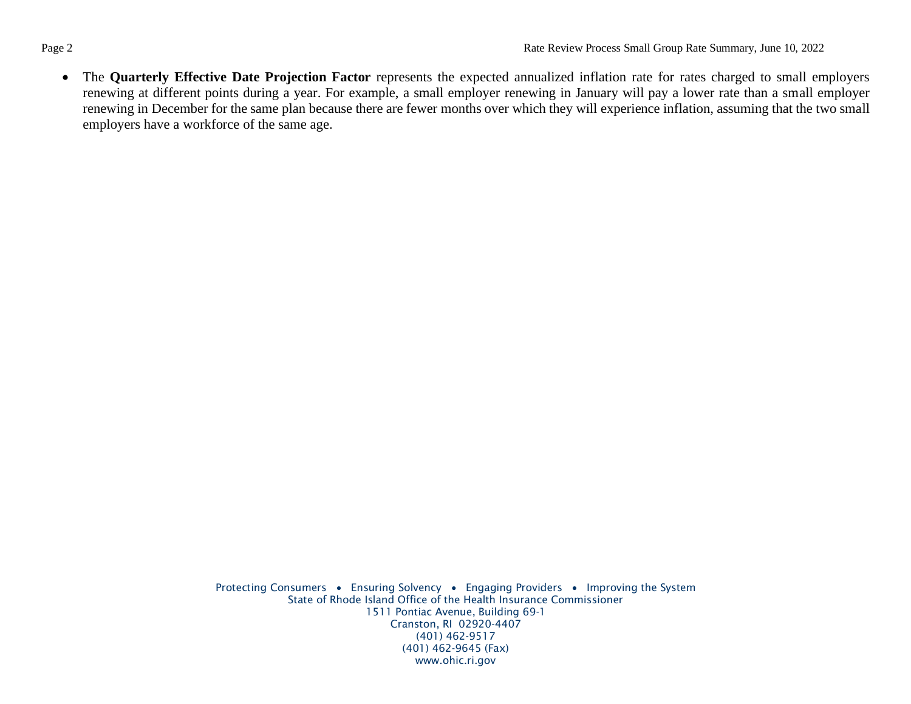- The **Quarterly Effective Date Projection Factor** represents the expected annualized inflation rate for rates charged to small employers renewing at different points during a year. For example, a small employer renewing in January will pay a lower rate than a small employer renewing in December for the same plan because there are fewer months over which they will experience inflation, assuming that the two small employers have a workforce of the same age.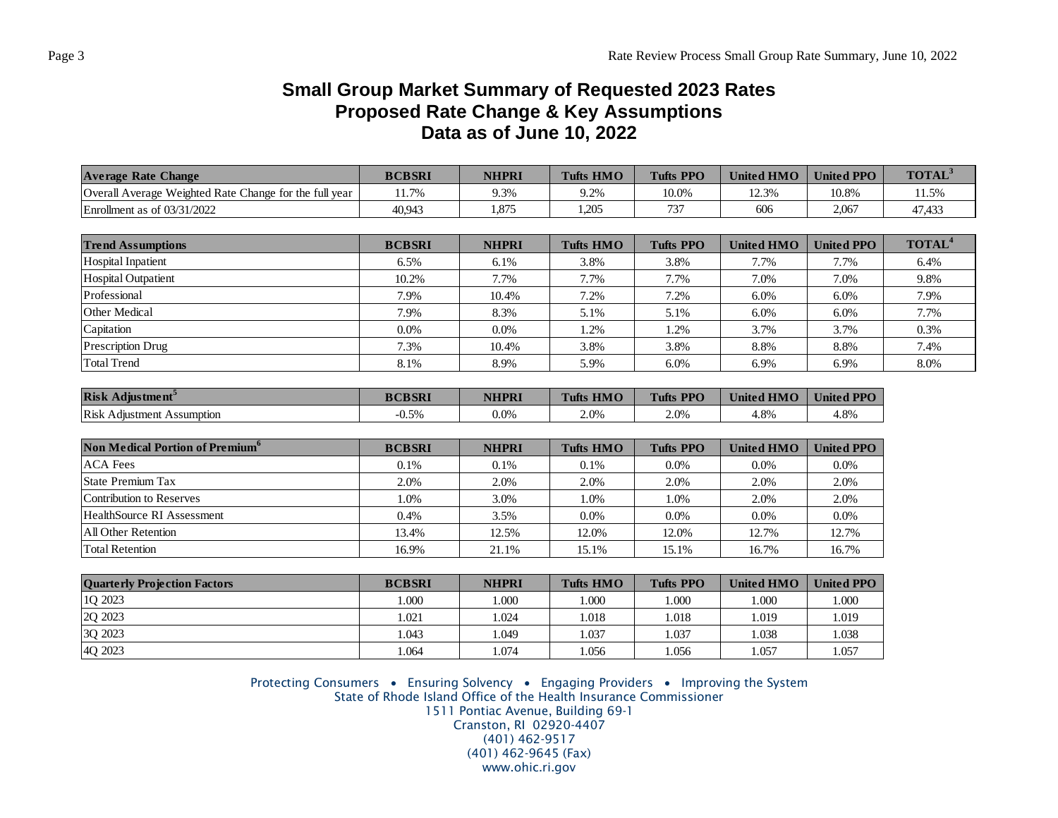# Small Group Market Summary of Requested 2023 Rates
## Proposed Rate Change & Key Assumptions
## Data as of June 10, 2022

| Average Rate Change | BCBSRI | NHPRI | Tufts HMO | Tufts PPO | United HMO | United PPO | TOTAL[3] |
|---|---|---|---|---|---|---|---|
| Overall Average Weighted Rate Change for the full year | 11.7% | 9.3% | 9.2% | 10.0% | 12.3% | 10.8% | 11.5% |
| Enrollment as of 03/31/2022 | 40,943 | 1,875 | 1,205 | 737 | 606 | 2,067 | 47,433 |

| Trend Assumptions | BCBSRI | NHPRI | Tufts HMO | Tufts PPO | United HMO | United PPO | TOTAL[4] |
|---|---|---|---|---|---|---|---|
| Hospital Inpatient | 6.5% | 6.1% | 3.8% | 3.8% | 7.7% | 7.7% | 6.4% |
| Hospital Outpatient | 10.2% | 7.7% | 7.7% | 7.7% | 7.0% | 7.0% | 9.8% |
| Professional | 7.9% | 10.4% | 7.2% | 7.2% | 6.0% | 6.0% | 7.9% |
| Other Medical | 7.9% | 8.3% | 5.1% | 5.1% | 6.0% | 6.0% | 7.7% |
| Capitation | 0.0% | 0.0% | 1.2% | 1.2% | 3.7% | 3.7% | 0.3% |
| Prescription Drug | 7.3% | 10.4% | 3.8% | 3.8% | 8.8% | 8.8% | 7.4% |
| Total Trend | 8.1% | 8.9% | 5.9% | 6.0% | 6.9% | 6.9% | 8.0% |

| Risk Adjustment[5] | BCBSRI | NHPRI | Tufts HMO | Tufts PPO | United HMO | United PPO |
|---|---|---|---|---|---|---|
| Risk Adjustment Assumption | -0.5% | 0.0% | 2.0% | 2.0% | 4.8% | 4.8% |

| Non Medical Portion of Premium[6] | BCBSRI | NHPRI | Tufts HMO | Tufts PPO | United HMO | United PPO |
|---|---|---|---|---|---|---|
| ACA Fees | 0.1% | 0.1% | 0.1% | 0.0% | 0.0% | 0.0% |
| State Premium Tax | 2.0% | 2.0% | 2.0% | 2.0% | 2.0% | 2.0% |
| Contribution to Reserves | 1.0% | 3.0% | 1.0% | 1.0% | 2.0% | 2.0% |
| HealthSource RI Assessment | 0.4% | 3.5% | 0.0% | 0.0% | 0.0% | 0.0% |
| All Other Retention | 13.4% | 12.5% | 12.0% | 12.0% | 12.7% | 12.7% |
| Total Retention | 16.9% | 21.1% | 15.1% | 15.1% | 16.7% | 16.7% |

| Quarterly Projection Factors | BCBSRI | NHPRI | Tufts HMO | Tufts PPO | United HMO | United PPO |
|---|---|---|---|---|---|---|
| 1Q 2023 | 1.000 | 1.000 | 1.000 | 1.000 | 1.000 | 1.000 |
| 2Q 2023 | 1.021 | 1.024 | 1.018 | 1.018 | 1.019 | 1.019 |
| 3Q 2023 | 1.043 | 1.049 | 1.037 | 1.037 | 1.038 | 1.038 |
| 4Q 2023 | 1.064 | 1.074 | 1.056 | 1.056 | 1.057 | 1.057 |

Protecting Consumers • Ensuring Solvency • Engaging Providers • Improving the System
State of Rhode Island Office of the Health Insurance Commissioner
1511 Pontiac Avenue, Building 69-1
Cranston, RI 02920-4407
(401) 462-9517
(401) 462-9645 (Fax)
www.ohic.ri.gov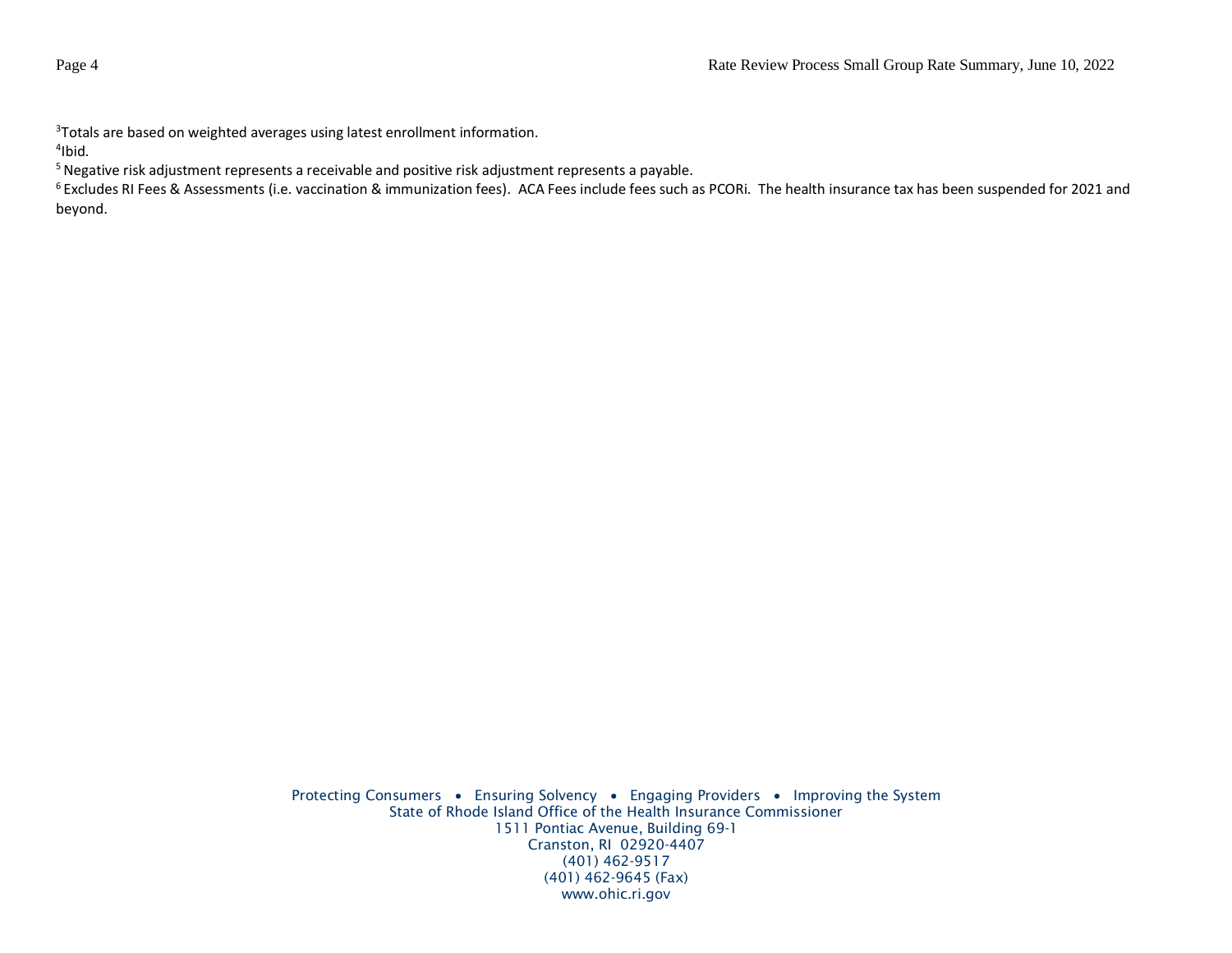[3]Totals are based on weighted averages using latest enrollment information.

[4]Ibid.

[5] Negative risk adjustment represents a receivable and positive risk adjustment represents a payable.

[6] Excludes RI Fees & Assessments (i.e. vaccination & immunization fees). ACA Fees include fees such as PCORi. The health insurance tax has been suspended for 2021 and beyond.

Protecting Consumers • Ensuring Solvency • Engaging Providers • Improving the System
State of Rhode Island Office of the Health Insurance Commissioner
1511 Pontiac Avenue, Building 69-1
Cranston, RI 02920-4407
(401) 462-9517
(401) 462-9645 (Fax)
www.ohic.ri.gov